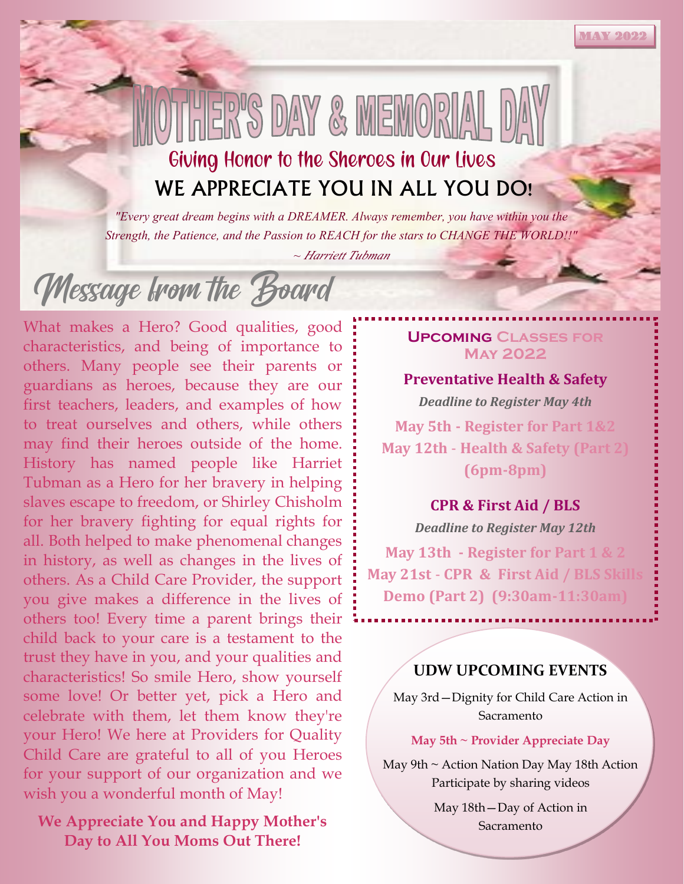MAY 2022

# MOTHER'S DAY & MEMORIAL DAY

## Giving Honor to the Sheroes in Our Lives

## WE APPRECIATE YOU IN ALL YOU DO!

*"Every great dream begins with a DREAMER. Always remember, you have within you the Strength, the Patience, and the Passion to REACH for the stars to CHANGE THE WORLD!!"*

*~ Harriett Tubman*

## Message from the Board

What makes a Hero? Good qualities, good characteristics, and being of importance to others. Many people see their parents or guardians as heroes, because they are our first teachers, leaders, and examples of how to treat ourselves and others, while others may find their heroes outside of the home. History has named people like Harriet Tubman as a Hero for her bravery in helping slaves escape to freedom, or Shirley Chisholm for her bravery fighting for equal rights for all. Both helped to make phenomenal changes in history, as well as changes in the lives of others. As a Child Care Provider, the support you give makes a difference in the lives of others too! Every time a parent brings their child back to your care is a testament to the trust they have in you, and your qualities and characteristics! So smile Hero, show yourself some love! Or better yet, pick a Hero and celebrate with them, let them know they're your Hero! We here at Providers for Quality Child Care are grateful to all of you Heroes for your support of our organization and we wish you a wonderful month of May!

**We Appreciate You and Happy Mother's Day to All You Moms Out There!**

### Upcoming Classes for May 2022

**Preventative Health & Safety**

***Deadline to Register May 4th***

**May 5th - Register for Part 1&2**
**May 12th - Health & Safety (Part 2) (6pm-8pm)**

**CPR & First Aid / BLS**

***Deadline to Register May 12th***

**May 13th - Register for Part 1 & 2**
**May 21st - CPR & First Aid / BLS Skills Demo (Part 2) (9:30am-11:30am)**

### UDW UPCOMING EVENTS

May 3rd—Dignity for Child Care Action in Sacramento

**May 5th ~ Provider Appreciate Day**

May 9th ~ Action Nation Day May 18th Action Participate by sharing videos

May 18th—Day of Action in Sacramento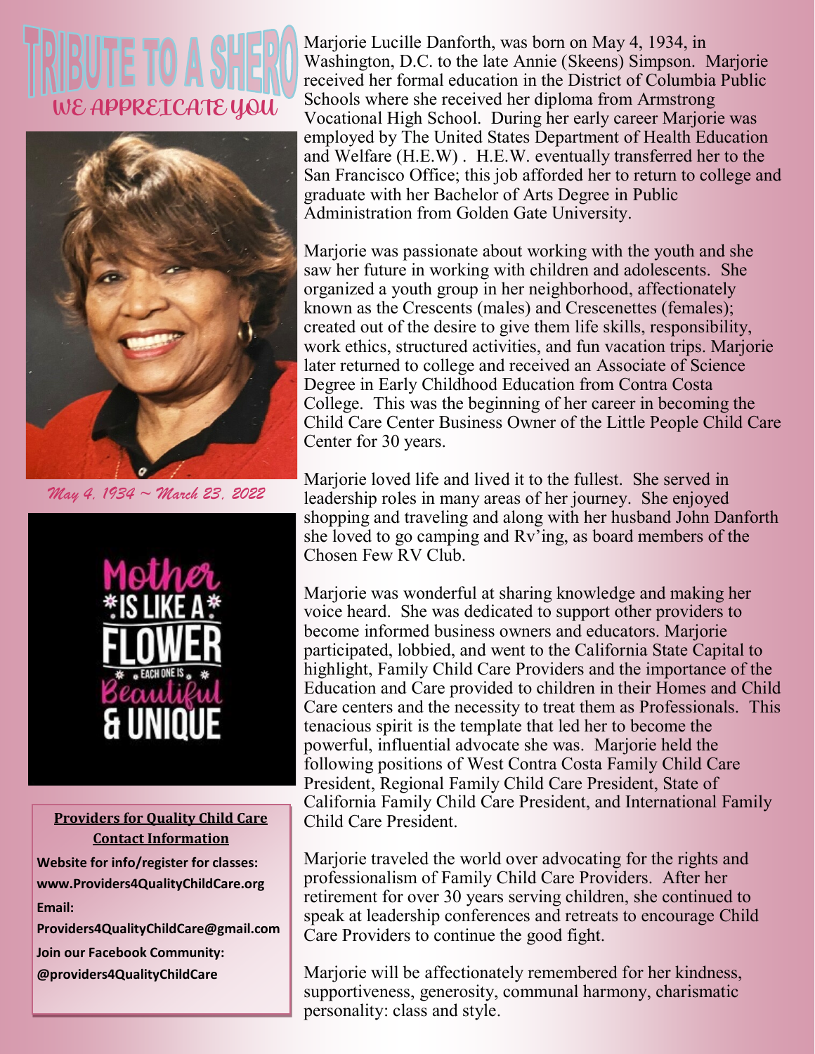# TRIBUTE TO A SHERO

## WE APPREICATE YOU

*May 4, 1934 ~ March 23, 2022*

Mother IS LIKE A FLOWER EACH ONE IS Beautiful & UNIQUE

**Providers for Quality Child Care Contact Information**

**Website for info/register for classes: www.Providers4QualityChildCare.org**

**Email: Providers4QualityChildCare@gmail.com**

**Join our Facebook Community: @providers4QualityChildCare**

Marjorie Lucille Danforth, was born on May 4, 1934, in Washington, D.C. to the late Annie (Skeens) Simpson. Marjorie received her formal education in the District of Columbia Public Schools where she received her diploma from Armstrong Vocational High School. During her early career Marjorie was employed by The United States Department of Health Education and Welfare (H.E.W) . H.E.W. eventually transferred her to the San Francisco Office; this job afforded her to return to college and graduate with her Bachelor of Arts Degree in Public Administration from Golden Gate University.

Marjorie was passionate about working with the youth and she saw her future in working with children and adolescents. She organized a youth group in her neighborhood, affectionately known as the Crescents (males) and Crescenettes (females); created out of the desire to give them life skills, responsibility, work ethics, structured activities, and fun vacation trips. Marjorie later returned to college and received an Associate of Science Degree in Early Childhood Education from Contra Costa College. This was the beginning of her career in becoming the Child Care Center Business Owner of the Little People Child Care Center for 30 years.

Marjorie loved life and lived it to the fullest. She served in leadership roles in many areas of her journey. She enjoyed shopping and traveling and along with her husband John Danforth she loved to go camping and Rv'ing, as board members of the Chosen Few RV Club.

Marjorie was wonderful at sharing knowledge and making her voice heard. She was dedicated to support other providers to become informed business owners and educators. Marjorie participated, lobbied, and went to the California State Capital to highlight, Family Child Care Providers and the importance of the Education and Care provided to children in their Homes and Child Care centers and the necessity to treat them as Professionals. This tenacious spirit is the template that led her to become the powerful, influential advocate she was. Marjorie held the following positions of West Contra Costa Family Child Care President, Regional Family Child Care President, State of California Family Child Care President, and International Family Child Care President.

Marjorie traveled the world over advocating for the rights and professionalism of Family Child Care Providers. After her retirement for over 30 years serving children, she continued to speak at leadership conferences and retreats to encourage Child Care Providers to continue the good fight.

Marjorie will be affectionately remembered for her kindness, supportiveness, generosity, communal harmony, charismatic personality: class and style.